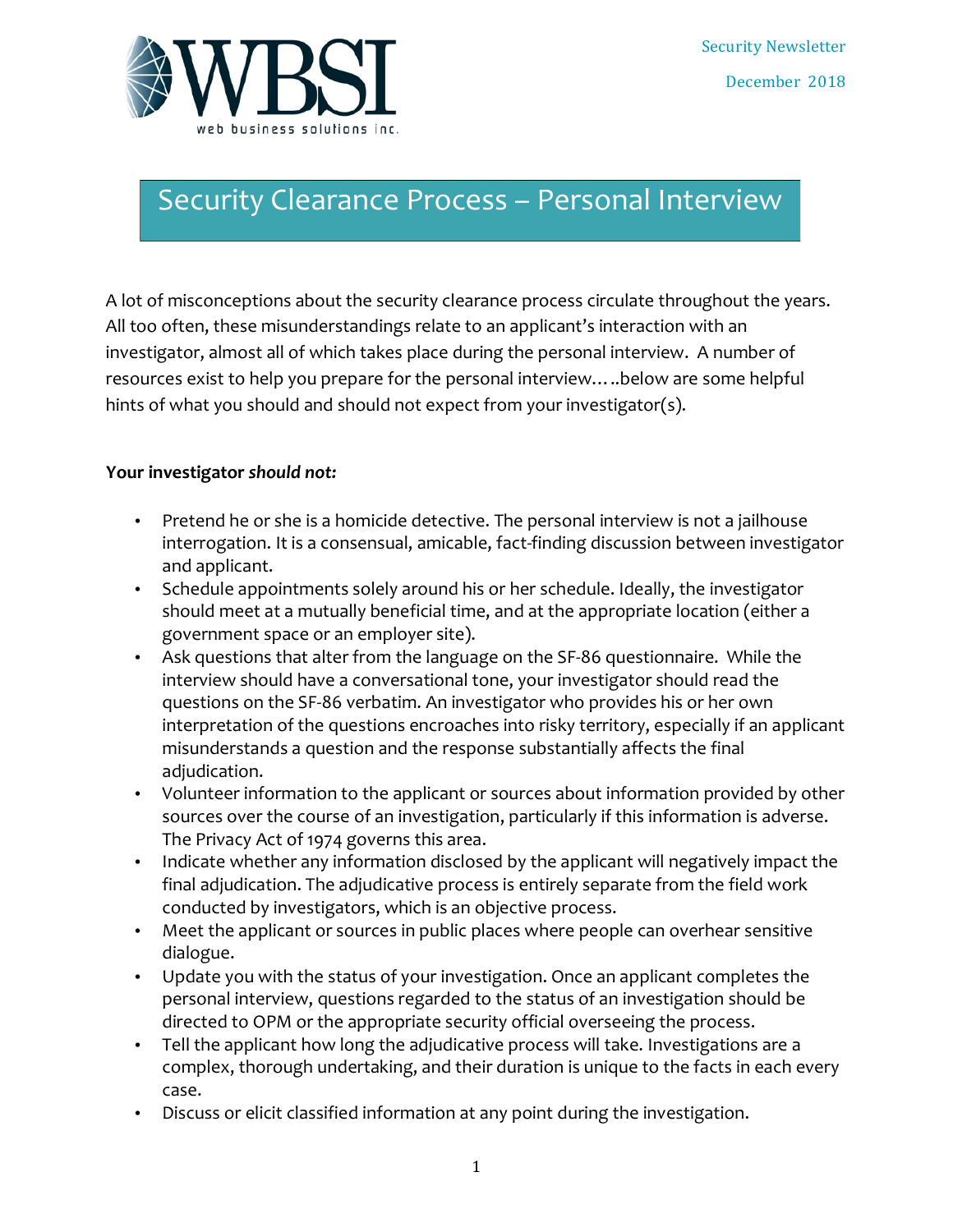Security Newsletter

December 2018

# Security Clearance Process – Personal Interview

A lot of misconceptions about the security clearance process circulate throughout the years. All too often, these misunderstandings relate to an applicant's interaction with an investigator, almost all of which takes place during the personal interview. A number of resources exist to help you prepare for the personal interview…..below are some helpful hints of what you should and should not expect from your investigator(s).

**Your investigator *should not:***

- Pretend he or she is a homicide detective. The personal interview is not a jailhouse interrogation. It is a consensual, amicable, fact-finding discussion between investigator and applicant.
- Schedule appointments solely around his or her schedule. Ideally, the investigator should meet at a mutually beneficial time, and at the appropriate location (either a government space or an employer site).
- Ask questions that alter from the language on the SF-86 questionnaire. While the interview should have a conversational tone, your investigator should read the questions on the SF-86 verbatim. An investigator who provides his or her own interpretation of the questions encroaches into risky territory, especially if an applicant misunderstands a question and the response substantially affects the final adjudication.
- Volunteer information to the applicant or sources about information provided by other sources over the course of an investigation, particularly if this information is adverse. The Privacy Act of 1974 governs this area.
- Indicate whether any information disclosed by the applicant will negatively impact the final adjudication. The adjudicative process is entirely separate from the field work conducted by investigators, which is an objective process.
- Meet the applicant or sources in public places where people can overhear sensitive dialogue.
- Update you with the status of your investigation. Once an applicant completes the personal interview, questions regarded to the status of an investigation should be directed to OPM or the appropriate security official overseeing the process.
- Tell the applicant how long the adjudicative process will take. Investigations are a complex, thorough undertaking, and their duration is unique to the facts in each every case.
- Discuss or elicit classified information at any point during the investigation.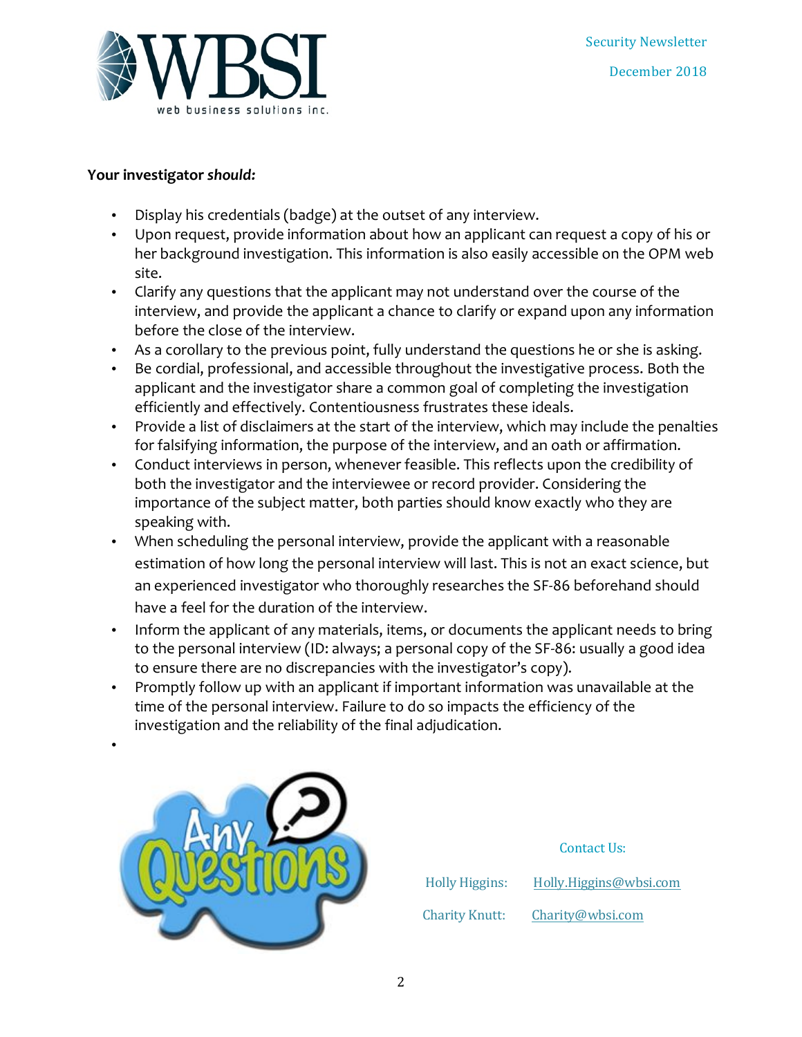**Your investigator *should:***

- Display his credentials (badge) at the outset of any interview.
- Upon request, provide information about how an applicant can request a copy of his or her background investigation. This information is also easily accessible on the OPM web site.
- Clarify any questions that the applicant may not understand over the course of the interview, and provide the applicant a chance to clarify or expand upon any information before the close of the interview.
- As a corollary to the previous point, fully understand the questions he or she is asking.
- Be cordial, professional, and accessible throughout the investigative process. Both the applicant and the investigator share a common goal of completing the investigation efficiently and effectively. Contentiousness frustrates these ideals.
- Provide a list of disclaimers at the start of the interview, which may include the penalties for falsifying information, the purpose of the interview, and an oath or affirmation.
- Conduct interviews in person, whenever feasible. This reflects upon the credibility of both the investigator and the interviewee or record provider. Considering the importance of the subject matter, both parties should know exactly who they are speaking with.
- When scheduling the personal interview, provide the applicant with a reasonable estimation of how long the personal interview will last. This is not an exact science, but an experienced investigator who thoroughly researches the SF-86 beforehand should have a feel for the duration of the interview.
- Inform the applicant of any materials, items, or documents the applicant needs to bring to the personal interview (ID: always; a personal copy of the SF-86: usually a good idea to ensure there are no discrepancies with the investigator's copy).
- Promptly follow up with an applicant if important information was unavailable at the time of the personal interview. Failure to do so impacts the efficiency of the investigation and the reliability of the final adjudication.

Contact Us:

Holly Higgins: Holly.Higgins@wbsi.com

Charity Knutt: Charity@wbsi.com